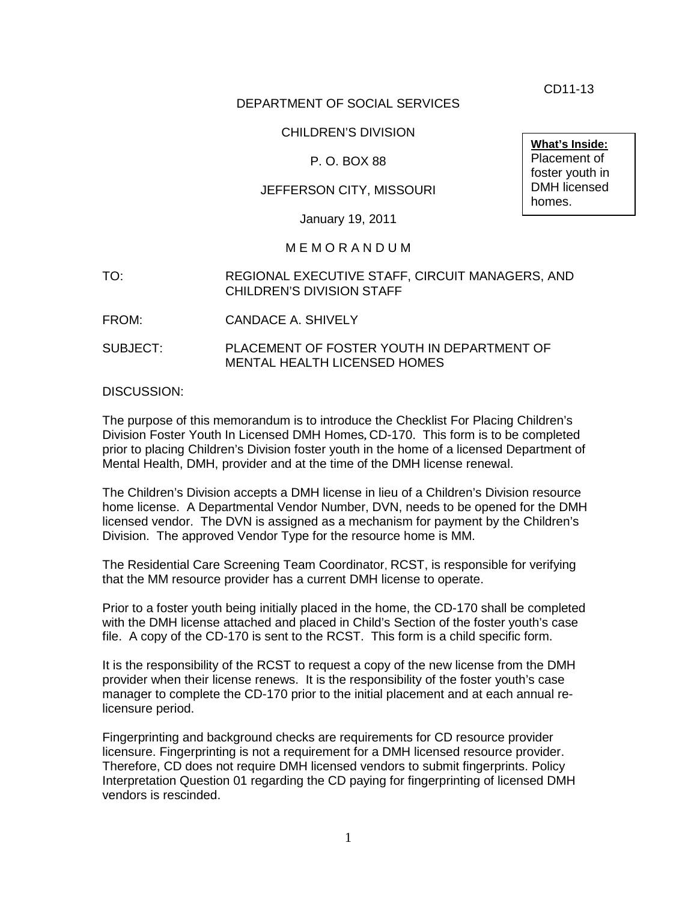CD11-13

DEPARTMENT OF SOCIAL SERVICES

CHILDREN'S DIVISION

P. O. BOX 88

JEFFERSON CITY, MISSOURI

January 19, 2011

**What's Inside:**
Placement of foster youth in DMH licensed homes.

M E M O R A N D U M

TO: REGIONAL EXECUTIVE STAFF, CIRCUIT MANAGERS, AND CHILDREN'S DIVISION STAFF

FROM: CANDACE A. SHIVELY

SUBJECT: PLACEMENT OF FOSTER YOUTH IN DEPARTMENT OF MENTAL HEALTH LICENSED HOMES

DISCUSSION:

The purpose of this memorandum is to introduce the Checklist For Placing Children's Division Foster Youth In Licensed DMH Homes, CD-170. This form is to be completed prior to placing Children's Division foster youth in the home of a licensed Department of Mental Health, DMH, provider and at the time of the DMH license renewal.

The Children's Division accepts a DMH license in lieu of a Children's Division resource home license. A Departmental Vendor Number, DVN, needs to be opened for the DMH licensed vendor. The DVN is assigned as a mechanism for payment by the Children's Division. The approved Vendor Type for the resource home is MM.

The Residential Care Screening Team Coordinator, RCST, is responsible for verifying that the MM resource provider has a current DMH license to operate.

Prior to a foster youth being initially placed in the home, the CD-170 shall be completed with the DMH license attached and placed in Child's Section of the foster youth's case file. A copy of the CD-170 is sent to the RCST. This form is a child specific form.

It is the responsibility of the RCST to request a copy of the new license from the DMH provider when their license renews. It is the responsibility of the foster youth's case manager to complete the CD-170 prior to the initial placement and at each annual re-licensure period.

Fingerprinting and background checks are requirements for CD resource provider licensure. Fingerprinting is not a requirement for a DMH licensed resource provider. Therefore, CD does not require DMH licensed vendors to submit fingerprints. Policy Interpretation Question 01 regarding the CD paying for fingerprinting of licensed DMH vendors is rescinded.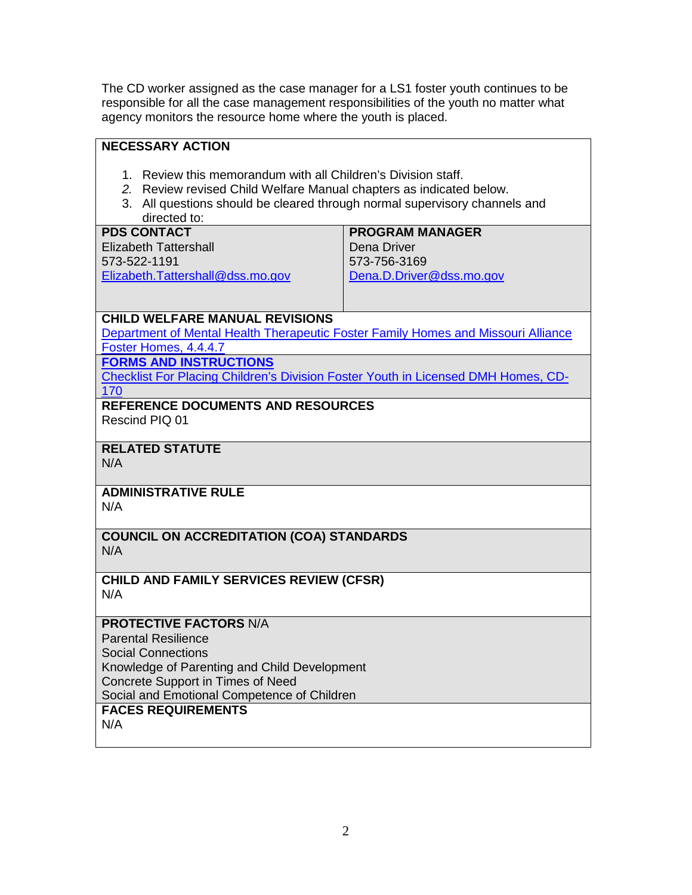The CD worker assigned as the case manager for a LS1 foster youth continues to be responsible for all the case management responsibilities of the youth no matter what agency monitors the resource home where the youth is placed.

**NECESSARY ACTION**

1. Review this memorandum with all Children's Division staff.
2. Review revised Child Welfare Manual chapters as indicated below.
3. All questions should be cleared through normal supervisory channels and directed to:

| PDS CONTACT | PROGRAM MANAGER |
|---|---|
| Elizabeth Tattershall<br>573-522-1191<br>Elizabeth.Tattershall@dss.mo.gov | Dena Driver<br>573-756-3169<br>Dena.D.Driver@dss.mo.gov |

**CHILD WELFARE MANUAL REVISIONS**

Department of Mental Health Therapeutic Foster Family Homes and Missouri Alliance Foster Homes, 4.4.4.7

**FORMS AND INSTRUCTIONS**

Checklist For Placing Children's Division Foster Youth in Licensed DMH Homes, CD-170

**REFERENCE DOCUMENTS AND RESOURCES**

Rescind PIQ 01

**RELATED STATUTE**

N/A

**ADMINISTRATIVE RULE**

N/A

**COUNCIL ON ACCREDITATION (COA) STANDARDS**

N/A

**CHILD AND FAMILY SERVICES REVIEW (CFSR)**

N/A

**PROTECTIVE FACTORS** N/A

Parental Resilience
Social Connections
Knowledge of Parenting and Child Development
Concrete Support in Times of Need
Social and Emotional Competence of Children

**FACES REQUIREMENTS**

N/A